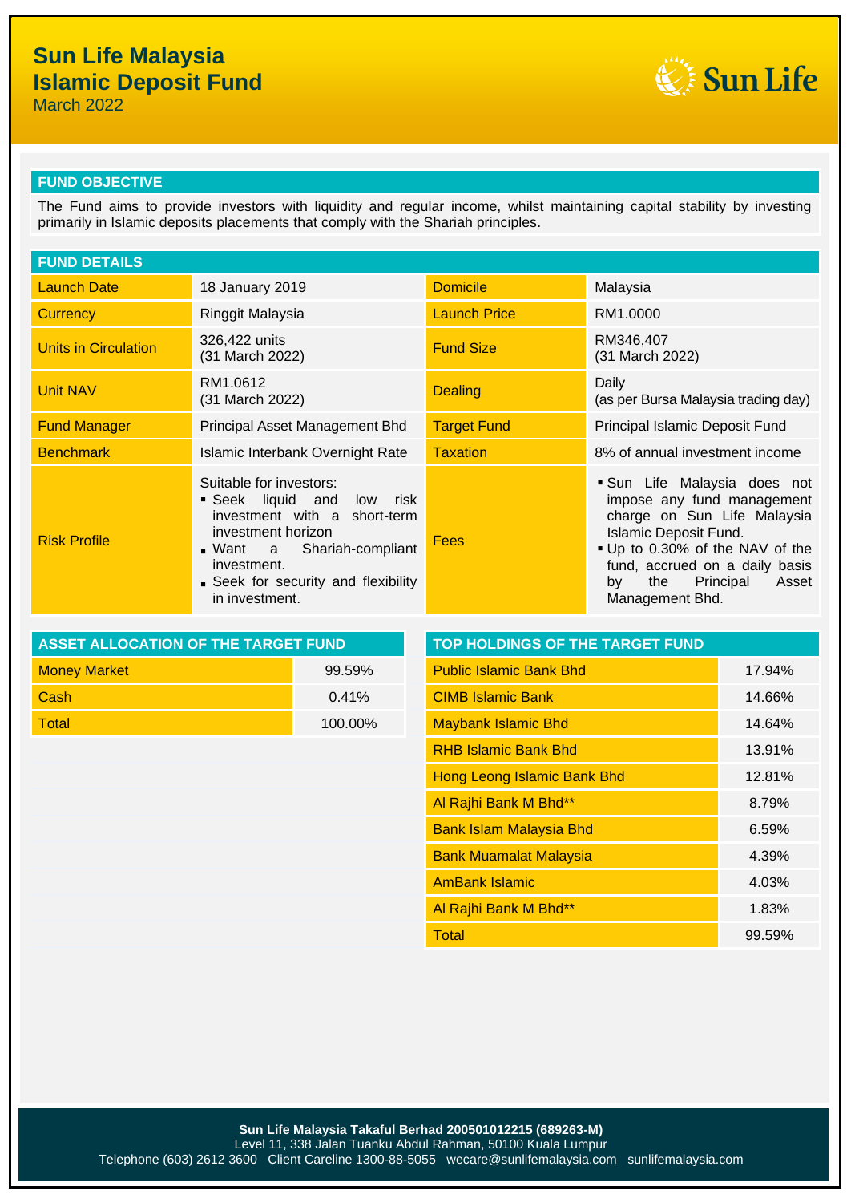# Sun Life Malaysia Islamic Deposit Fund

March 2022

## FUND OBJECTIVE

The Fund aims to provide investors with liquidity and regular income, whilst maintaining capital stability by investing primarily in Islamic deposits placements that comply with the Shariah principles.

## FUND DETAILS

| | | | |
|---|---|---|---|
| Launch Date | 18 January 2019 | Domicile | Malaysia |
| Currency | Ringgit Malaysia | Launch Price | RM1.0000 |
| Units in Circulation | 326,422 units (31 March 2022) | Fund Size | RM346,407 (31 March 2022) |
| Unit NAV | RM1.0612 (31 March 2022) | Dealing | Daily (as per Bursa Malaysia trading day) |
| Fund Manager | Principal Asset Management Bhd | Target Fund | Principal Islamic Deposit Fund |
| Benchmark | Islamic Interbank Overnight Rate | Taxation | 8% of annual investment income |
| Risk Profile | Suitable for investors:<br>▪ Seek liquid and low risk investment with a short-term investment horizon<br>▪ Want a Shariah-compliant investment.<br>▪ Seek for security and flexibility in investment. | Fees | ▪ Sun Life Malaysia does not impose any fund management charge on Sun Life Malaysia Islamic Deposit Fund.<br>▪ Up to 0.30% of the NAV of the fund, accrued on a daily basis by the Principal Asset Management Bhd. |

## ASSET ALLOCATION OF THE TARGET FUND

| | |
|---|---|
| Money Market | 99.59% |
| Cash | 0.41% |
| Total | 100.00% |

## TOP HOLDINGS OF THE TARGET FUND

| | |
|---|---|
| Public Islamic Bank Bhd | 17.94% |
| CIMB Islamic Bank | 14.66% |
| Maybank Islamic Bhd | 14.64% |
| RHB Islamic Bank Bhd | 13.91% |
| Hong Leong Islamic Bank Bhd | 12.81% |
| Al Rajhi Bank M Bhd** | 8.79% |
| Bank Islam Malaysia Bhd | 6.59% |
| Bank Muamalat Malaysia | 4.39% |
| AmBank Islamic | 4.03% |
| Al Rajhi Bank M Bhd** | 1.83% |
| Total | 99.59% |

**Sun Life Malaysia Takaful Berhad 200501012215 (689263-M)**
Level 11, 338 Jalan Tuanku Abdul Rahman, 50100 Kuala Lumpur
Telephone (603) 2612 3600 Client Careline 1300-88-5055 wecare@sunlifemalaysia.com sunlifemalaysia.com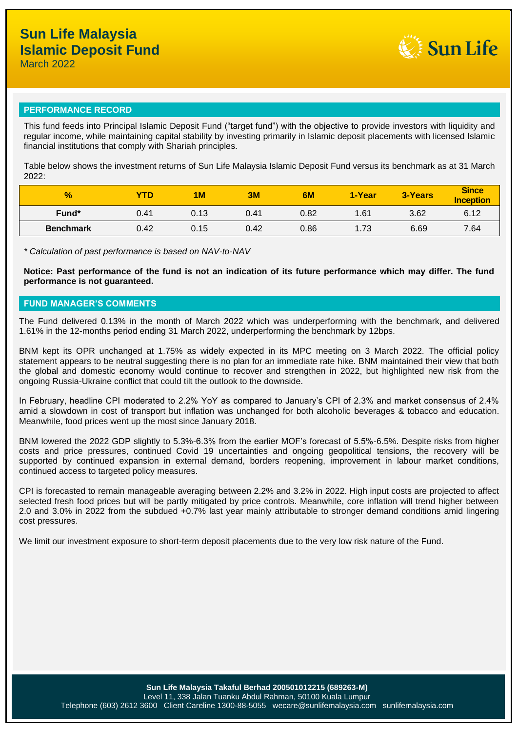# Sun Life Malaysia Islamic Deposit Fund

March 2022

## PERFORMANCE RECORD

This fund feeds into Principal Islamic Deposit Fund ("target fund") with the objective to provide investors with liquidity and regular income, while maintaining capital stability by investing primarily in Islamic deposit placements with licensed Islamic financial institutions that comply with Shariah principles.

Table below shows the investment returns of Sun Life Malaysia Islamic Deposit Fund versus its benchmark as at 31 March 2022:

| % | YTD | 1M | 3M | 6M | 1-Year | 3-Years | Since Inception |
|---|---|---|---|---|---|---|---|
| **Fund*** | 0.41 | 0.13 | 0.41 | 0.82 | 1.61 | 3.62 | 6.12 |
| **Benchmark** | 0.42 | 0.15 | 0.42 | 0.86 | 1.73 | 6.69 | 7.64 |

*\* Calculation of past performance is based on NAV-to-NAV*

**Notice: Past performance of the fund is not an indication of its future performance which may differ. The fund performance is not guaranteed.**

## FUND MANAGER'S COMMENTS

The Fund delivered 0.13% in the month of March 2022 which was underperforming with the benchmark, and delivered 1.61% in the 12-months period ending 31 March 2022, underperforming the benchmark by 12bps.

BNM kept its OPR unchanged at 1.75% as widely expected in its MPC meeting on 3 March 2022. The official policy statement appears to be neutral suggesting there is no plan for an immediate rate hike. BNM maintained their view that both the global and domestic economy would continue to recover and strengthen in 2022, but highlighted new risk from the ongoing Russia-Ukraine conflict that could tilt the outlook to the downside.

In February, headline CPI moderated to 2.2% YoY as compared to January's CPI of 2.3% and market consensus of 2.4% amid a slowdown in cost of transport but inflation was unchanged for both alcoholic beverages & tobacco and education. Meanwhile, food prices went up the most since January 2018.

BNM lowered the 2022 GDP slightly to 5.3%-6.3% from the earlier MOF's forecast of 5.5%-6.5%. Despite risks from higher costs and price pressures, continued Covid 19 uncertainties and ongoing geopolitical tensions, the recovery will be supported by continued expansion in external demand, borders reopening, improvement in labour market conditions, continued access to targeted policy measures.

CPI is forecasted to remain manageable averaging between 2.2% and 3.2% in 2022. High input costs are projected to affect selected fresh food prices but will be partly mitigated by price controls. Meanwhile, core inflation will trend higher between 2.0 and 3.0% in 2022 from the subdued +0.7% last year mainly attributable to stronger demand conditions amid lingering cost pressures.

We limit our investment exposure to short-term deposit placements due to the very low risk nature of the Fund.

**Sun Life Malaysia Takaful Berhad 200501012215 (689263-M)**
Level 11, 338 Jalan Tuanku Abdul Rahman, 50100 Kuala Lumpur
Telephone (603) 2612 3600 Client Careline 1300-88-5055 wecare@sunlifemalaysia.com sunlifemalaysia.com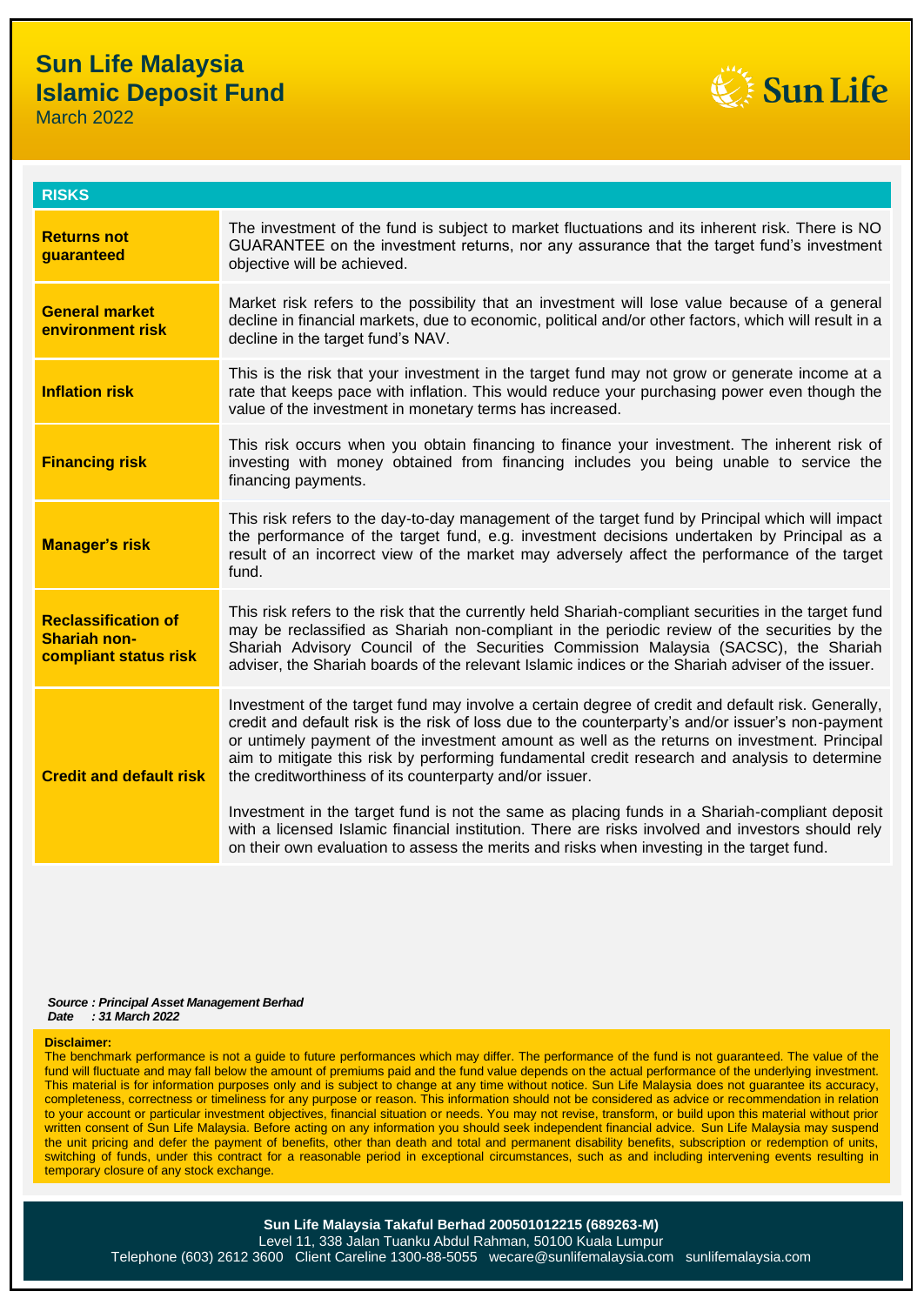# Sun Life Malaysia Islamic Deposit Fund

March 2022

## RISKS

| | |
|---|---|
| **Returns not guaranteed** | The investment of the fund is subject to market fluctuations and its inherent risk. There is NO GUARANTEE on the investment returns, nor any assurance that the target fund's investment objective will be achieved. |
| **General market environment risk** | Market risk refers to the possibility that an investment will lose value because of a general decline in financial markets, due to economic, political and/or other factors, which will result in a decline in the target fund's NAV. |
| **Inflation risk** | This is the risk that your investment in the target fund may not grow or generate income at a rate that keeps pace with inflation. This would reduce your purchasing power even though the value of the investment in monetary terms has increased. |
| **Financing risk** | This risk occurs when you obtain financing to finance your investment. The inherent risk of investing with money obtained from financing includes you being unable to service the financing payments. |
| **Manager's risk** | This risk refers to the day-to-day management of the target fund by Principal which will impact the performance of the target fund, e.g. investment decisions undertaken by Principal as a result of an incorrect view of the market may adversely affect the performance of the target fund. |
| **Reclassification of Shariah non-compliant status risk** | This risk refers to the risk that the currently held Shariah-compliant securities in the target fund may be reclassified as Shariah non-compliant in the periodic review of the securities by the Shariah Advisory Council of the Securities Commission Malaysia (SACSC), the Shariah adviser, the Shariah boards of the relevant Islamic indices or the Shariah adviser of the issuer. |
| **Credit and default risk** | Investment of the target fund may involve a certain degree of credit and default risk. Generally, credit and default risk is the risk of loss due to the counterparty's and/or issuer's non-payment or untimely payment of the investment amount as well as the returns on investment. Principal aim to mitigate this risk by performing fundamental credit research and analysis to determine the creditworthiness of its counterparty and/or issuer.<br><br>Investment in the target fund is not the same as placing funds in a Shariah-compliant deposit with a licensed Islamic financial institution. There are risks involved and investors should rely on their own evaluation to assess the merits and risks when investing in the target fund. |

***Source : Principal Asset Management Berhad***
***Date : 31 March 2022***

**Disclaimer:**
The benchmark performance is not a guide to future performances which may differ. The performance of the fund is not guaranteed. The value of the fund will fluctuate and may fall below the amount of premiums paid and the fund value depends on the actual performance of the underlying investment. This material is for information purposes only and is subject to change at any time without notice. Sun Life Malaysia does not guarantee its accuracy, completeness, correctness or timeliness for any purpose or reason. This information should not be considered as advice or recommendation in relation to your account or particular investment objectives, financial situation or needs. You may not revise, transform, or build upon this material without prior written consent of Sun Life Malaysia. Before acting on any information you should seek independent financial advice. Sun Life Malaysia may suspend the unit pricing and defer the payment of benefits, other than death and total and permanent disability benefits, subscription or redemption of units, switching of funds, under this contract for a reasonable period in exceptional circumstances, such as and including intervening events resulting in temporary closure of any stock exchange.

**Sun Life Malaysia Takaful Berhad 200501012215 (689263-M)**
Level 11, 338 Jalan Tuanku Abdul Rahman, 50100 Kuala Lumpur
Telephone (603) 2612 3600 Client Careline 1300-88-5055 wecare@sunlifemalaysia.com sunlifemalaysia.com